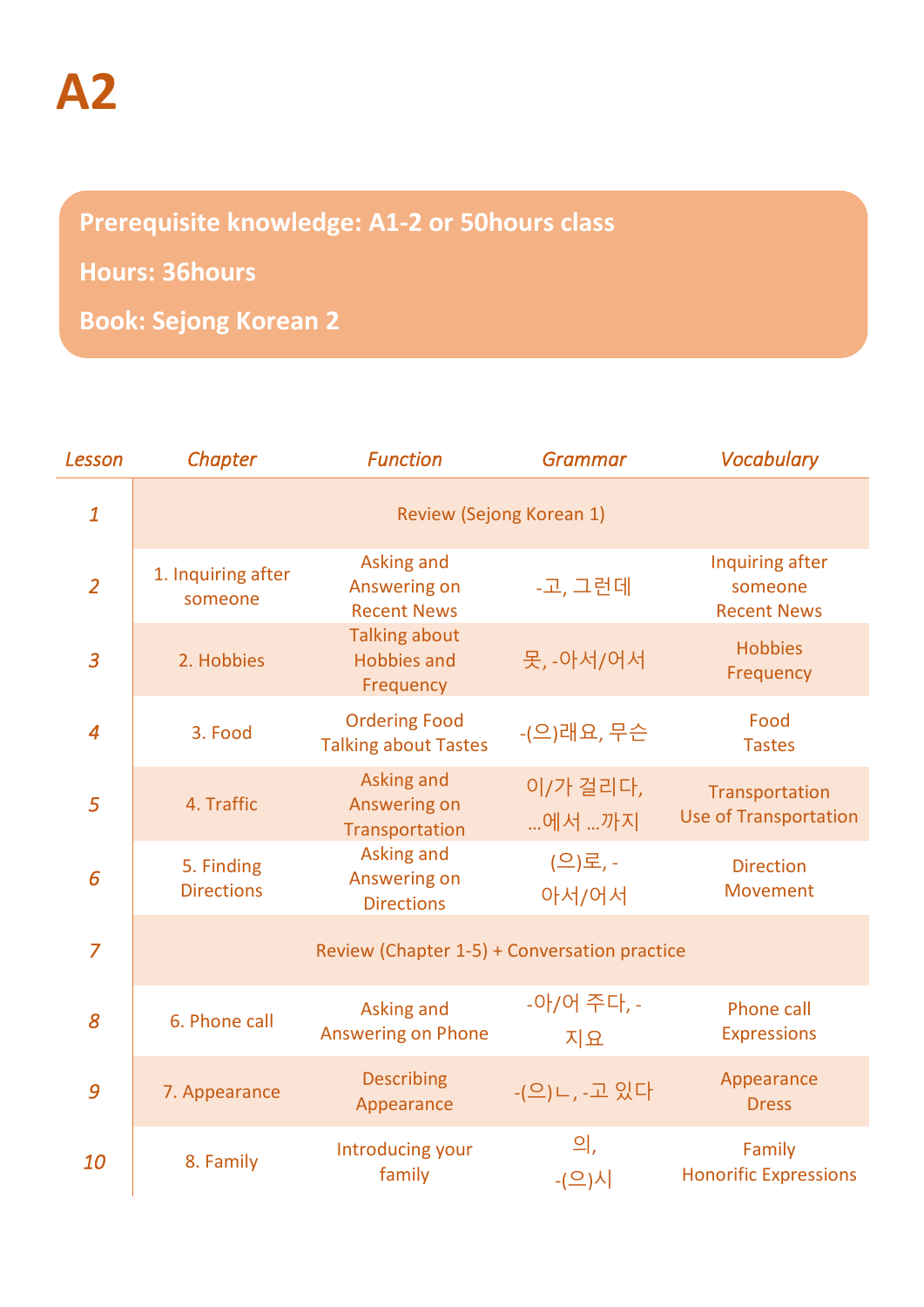# A2

**Prerequisite knowledge: A1-2 or 50hours class**

**Hours: 36hours**

**Book: Sejong Korean 2**

| *Lesson* | *Chapter* | *Function* | *Grammar* | *Vocabulary* |
|---|---|---|---|---|
| *1* | Review (Sejong Korean 1) | | | |
| *2* | 1. Inquiring after someone | Asking and Answering on Recent News | -고, 그런데 | Inquiring after someone Recent News |
| *3* | 2. Hobbies | Talking about Hobbies and Frequency | 못, -아서/어서 | Hobbies Frequency |
| *4* | 3. Food | Ordering Food Talking about Tastes | -(으)래요, 무슨 | Food Tastes |
| *5* | 4. Traffic | Asking and Answering on Transportation | 이/가 걸리다, …에서 …까지 | Transportation Use of Transportation |
| *6* | 5. Finding Directions | Asking and Answering on Directions | (으)로, -아서/어서 | Direction Movement |
| *7* | Review (Chapter 1-5) + Conversation practice | | | |
| *8* | 6. Phone call | Asking and Answering on Phone | -아/어 주다, -지요 | Phone call Expressions |
| *9* | 7. Appearance | Describing Appearance | -(으)ㄴ, -고 있다 | Appearance Dress |
| *10* | 8. Family | Introducing your family | 의, -(으)시 | Family Honorific Expressions |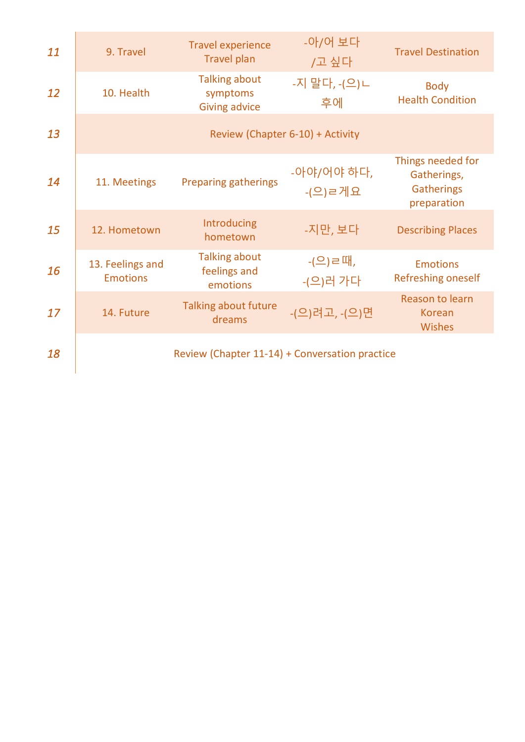| | | | | |
|---|---|---|---|---|
| 11 | 9. Travel | Travel experience<br>Travel plan | -아/어 보다<br>/고 싶다 | Travel Destination |
| 12 | 10. Health | Talking about symptoms<br>Giving advice | -지 말다, -(으)ㄴ 후에 | Body<br>Health Condition |
| 13 | Review (Chapter 6-10) + Activity | | | |
| 14 | 11. Meetings | Preparing gatherings | -아야/어야 하다,<br>-(으)ㄹ게요 | Things needed for Gatherings,<br>Gatherings preparation |
| 15 | 12. Hometown | Introducing hometown | -지만, 보다 | Describing Places |
| 16 | 13. Feelings and Emotions | Talking about feelings and emotions | -(으)ㄹ때,<br>-(으)러 가다 | Emotions<br>Refreshing oneself |
| 17 | 14. Future | Talking about future dreams | -(으)려고, -(으)면 | Reason to learn Korean<br>Wishes |
| 18 | Review (Chapter 11-14) + Conversation practice | | | |